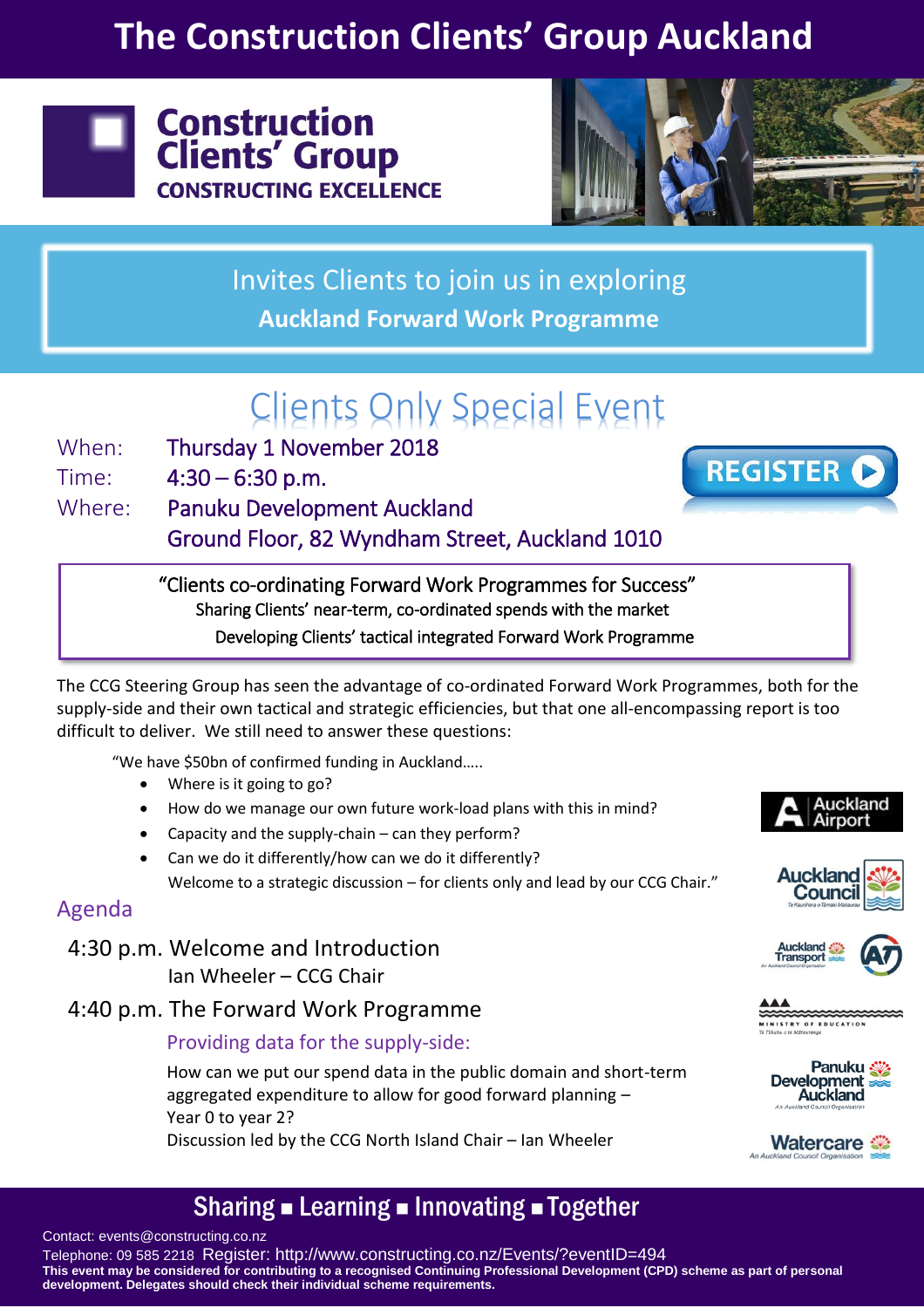# The Construction Clients' Group Auckland

**Construction Clients' Group**
**CONSTRUCTING EXCELLENCE**

Invites Clients to join us in exploring
**Auckland Forward Work Programme**

## Clients Only Special Event

When: Thursday 1 November 2018
Time: 4:30 – 6:30 p.m.
Where: Panuku Development Auckland
Ground Floor, 82 Wyndham Street, Auckland 1010

REGISTER

"Clients co-ordinating Forward Work Programmes for Success"
Sharing Clients' near-term, co-ordinated spends with the market
Developing Clients' tactical integrated Forward Work Programme

The CCG Steering Group has seen the advantage of co-ordinated Forward Work Programmes, both for the supply-side and their own tactical and strategic efficiencies, but that one all-encompassing report is too difficult to deliver. We still need to answer these questions:

"We have $50bn of confirmed funding in Auckland…..

- Where is it going to go?
- How do we manage our own future work-load plans with this in mind?
- Capacity and the supply-chain – can they perform?
- Can we do it differently/how can we do it differently?
Welcome to a strategic discussion – for clients only and lead by our CCG Chair."

Auckland Airport
Auckland Council
Auckland Transport
Ministry of Education
Panuku Development Auckland
Watercare

## Agenda

4:30 p.m. Welcome and Introduction
Ian Wheeler – CCG Chair

4:40 p.m. The Forward Work Programme

Providing data for the supply-side:

How can we put our spend data in the public domain and short-term aggregated expenditure to allow for good forward planning – Year 0 to year 2?
Discussion led by the CCG North Island Chair – Ian Wheeler

**Sharing ▪ Learning ▪ Innovating ▪ Together**

Contact: events@constructing.co.nz
Telephone: 09 585 2218 Register: http://www.constructing.co.nz/Events/?eventID=494
**This event may be considered for contributing to a recognised Continuing Professional Development (CPD) scheme as part of personal development. Delegates should check their individual scheme requirements.**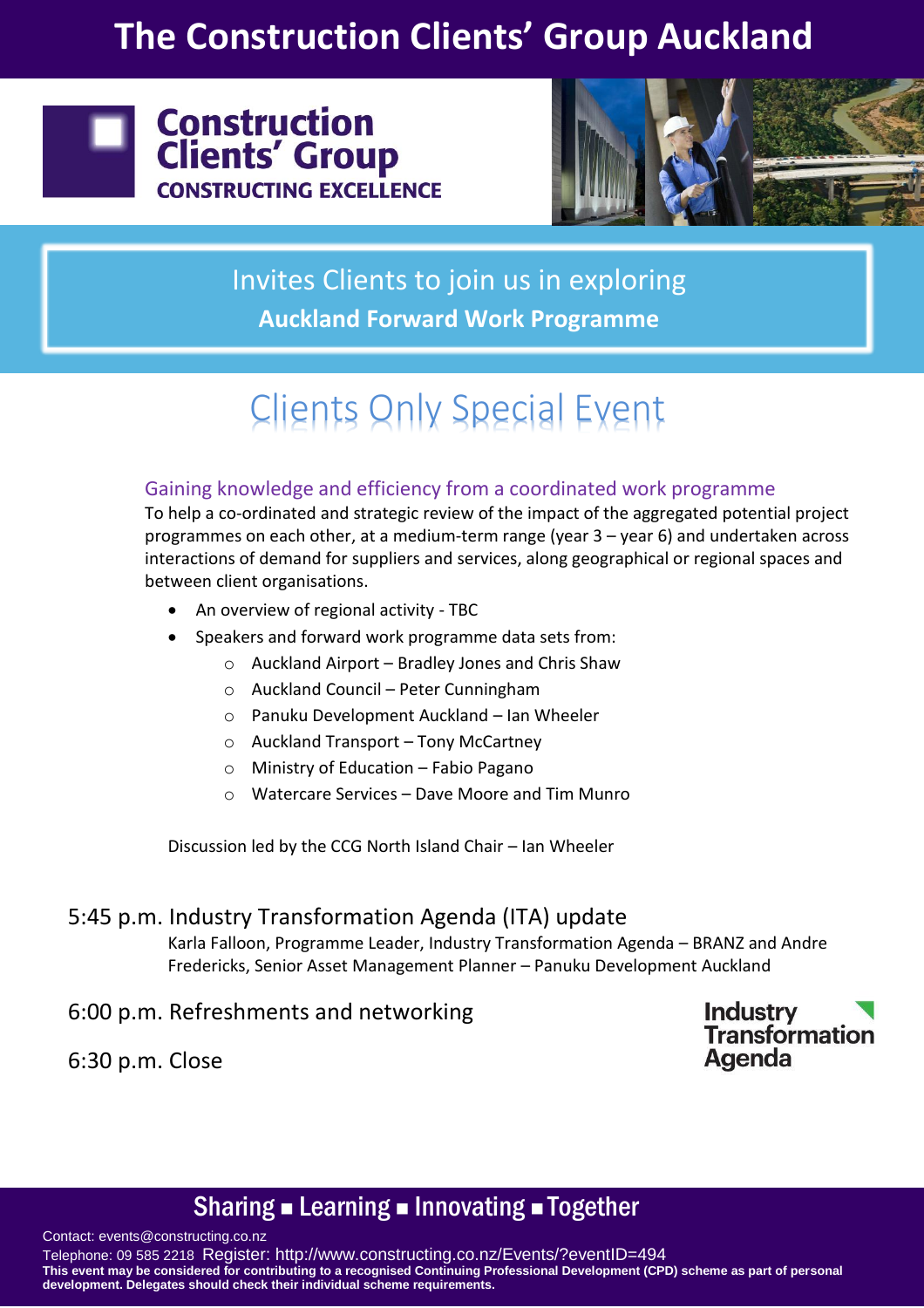# The Construction Clients' Group Auckland

**Construction Clients' Group**
**CONSTRUCTING EXCELLENCE**

Invites Clients to join us in exploring
**Auckland Forward Work Programme**

## Clients Only Special Event

### Gaining knowledge and efficiency from a coordinated work programme

To help a co-ordinated and strategic review of the impact of the aggregated potential project programmes on each other, at a medium-term range (year 3 – year 6) and undertaken across interactions of demand for suppliers and services, along geographical or regional spaces and between client organisations.

- An overview of regional activity - TBC
- Speakers and forward work programme data sets from:
  - Auckland Airport – Bradley Jones and Chris Shaw
  - Auckland Council – Peter Cunningham
  - Panuku Development Auckland – Ian Wheeler
  - Auckland Transport – Tony McCartney
  - Ministry of Education – Fabio Pagano
  - Watercare Services – Dave Moore and Tim Munro

Discussion led by the CCG North Island Chair – Ian Wheeler

5:45 p.m. Industry Transformation Agenda (ITA) update

Karla Falloon, Programme Leader, Industry Transformation Agenda – BRANZ and Andre Fredericks, Senior Asset Management Planner – Panuku Development Auckland

6:00 p.m. Refreshments and networking

6:30 p.m. Close

Industry Transformation Agenda

**Sharing ▪ Learning ▪ Innovating ▪ Together**

Contact: events@constructing.co.nz

Telephone: 09 585 2218 Register: http://www.constructing.co.nz/Events/?eventID=494

**This event may be considered for contributing to a recognised Continuing Professional Development (CPD) scheme as part of personal development. Delegates should check their individual scheme requirements.**